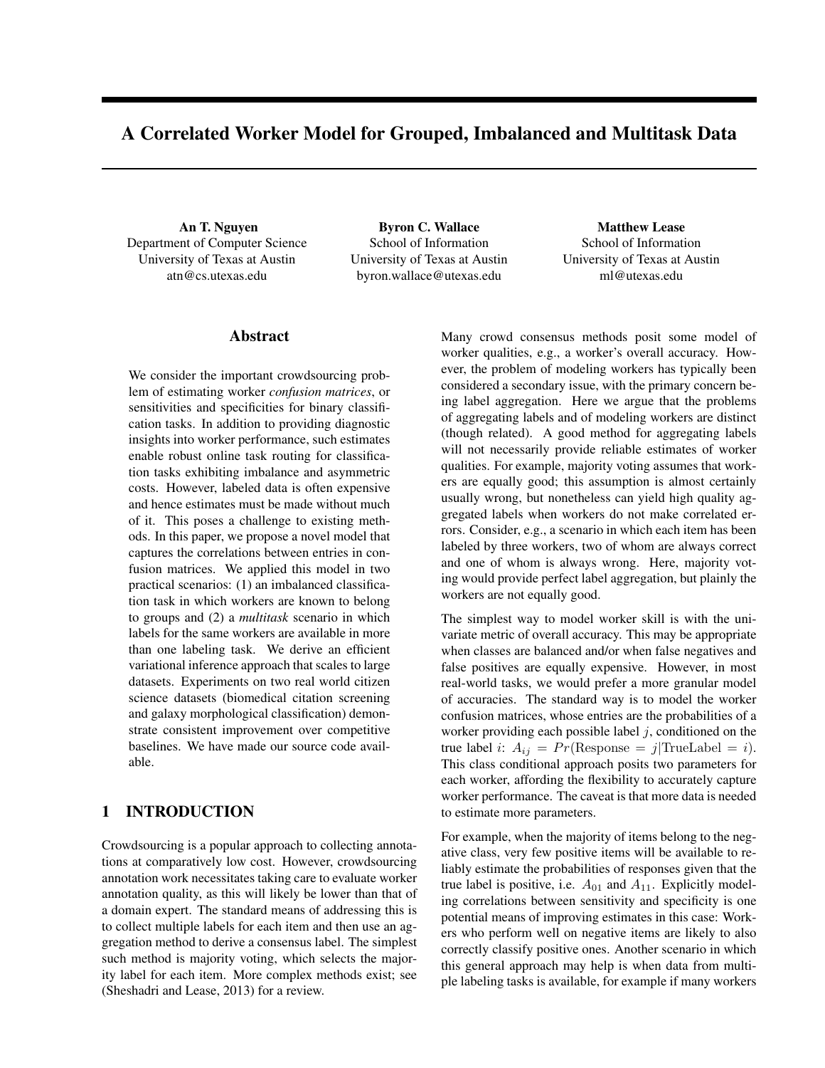# A Correlated Worker Model for Grouped, Imbalanced and Multitask Data

**An T. Nguyen**
Department of Computer Science
University of Texas at Austin
atn@cs.utexas.edu

**Byron C. Wallace**
School of Information
University of Texas at Austin
byron.wallace@utexas.edu

**Matthew Lease**
School of Information
University of Texas at Austin
ml@utexas.edu

## Abstract

We consider the important crowdsourcing problem of estimating worker *confusion matrices*, or sensitivities and specificities for binary classification tasks. In addition to providing diagnostic insights into worker performance, such estimates enable robust online task routing for classification tasks exhibiting imbalance and asymmetric costs. However, labeled data is often expensive and hence estimates must be made without much of it. This poses a challenge to existing methods. In this paper, we propose a novel model that captures the correlations between entries in confusion matrices. We applied this model in two practical scenarios: (1) an imbalanced classification task in which workers are known to belong to groups and (2) a *multitask* scenario in which labels for the same workers are available in more than one labeling task. We derive an efficient variational inference approach that scales to large datasets. Experiments on two real world citizen science datasets (biomedical citation screening and galaxy morphological classification) demonstrate consistent improvement over competitive baselines. We have made our source code available.

## 1 INTRODUCTION

Crowdsourcing is a popular approach to collecting annotations at comparatively low cost. However, crowdsourcing annotation work necessitates taking care to evaluate worker annotation quality, as this will likely be lower than that of a domain expert. The standard means of addressing this is to collect multiple labels for each item and then use an aggregation method to derive a consensus label. The simplest such method is majority voting, which selects the majority label for each item. More complex methods exist; see (Sheshadri and Lease, 2013) for a review.

Many crowd consensus methods posit some model of worker qualities, e.g., a worker's overall accuracy. However, the problem of modeling workers has typically been considered a secondary issue, with the primary concern being label aggregation. Here we argue that the problems of aggregating labels and of modeling workers are distinct (though related). A good method for aggregating labels will not necessarily provide reliable estimates of worker qualities. For example, majority voting assumes that workers are equally good; this assumption is almost certainly usually wrong, but nonetheless can yield high quality aggregated labels when workers do not make correlated errors. Consider, e.g., a scenario in which each item has been labeled by three workers, two of whom are always correct and one of whom is always wrong. Here, majority voting would provide perfect label aggregation, but plainly the workers are not equally good.

The simplest way to model worker skill is with the univariate metric of overall accuracy. This may be appropriate when classes are balanced and/or when false negatives and false positives are equally expensive. However, in most real-world tasks, we would prefer a more granular model of accuracies. The standard way is to model the worker confusion matrices, whose entries are the probabilities of a worker providing each possible label $j$, conditioned on the true label $i$: $A_{ij} = Pr(\text{Response} = j|\text{TrueLabel} = i)$. This class conditional approach posits two parameters for each worker, affording the flexibility to accurately capture worker performance. The caveat is that more data is needed to estimate more parameters.

For example, when the majority of items belong to the negative class, very few positive items will be available to reliably estimate the probabilities of responses given that the true label is positive, i.e. $A_{01}$ and $A_{11}$. Explicitly modeling correlations between sensitivity and specificity is one potential means of improving estimates in this case: Workers who perform well on negative items are likely to also correctly classify positive ones. Another scenario in which this general approach may help is when data from multiple labeling tasks is available, for example if many workers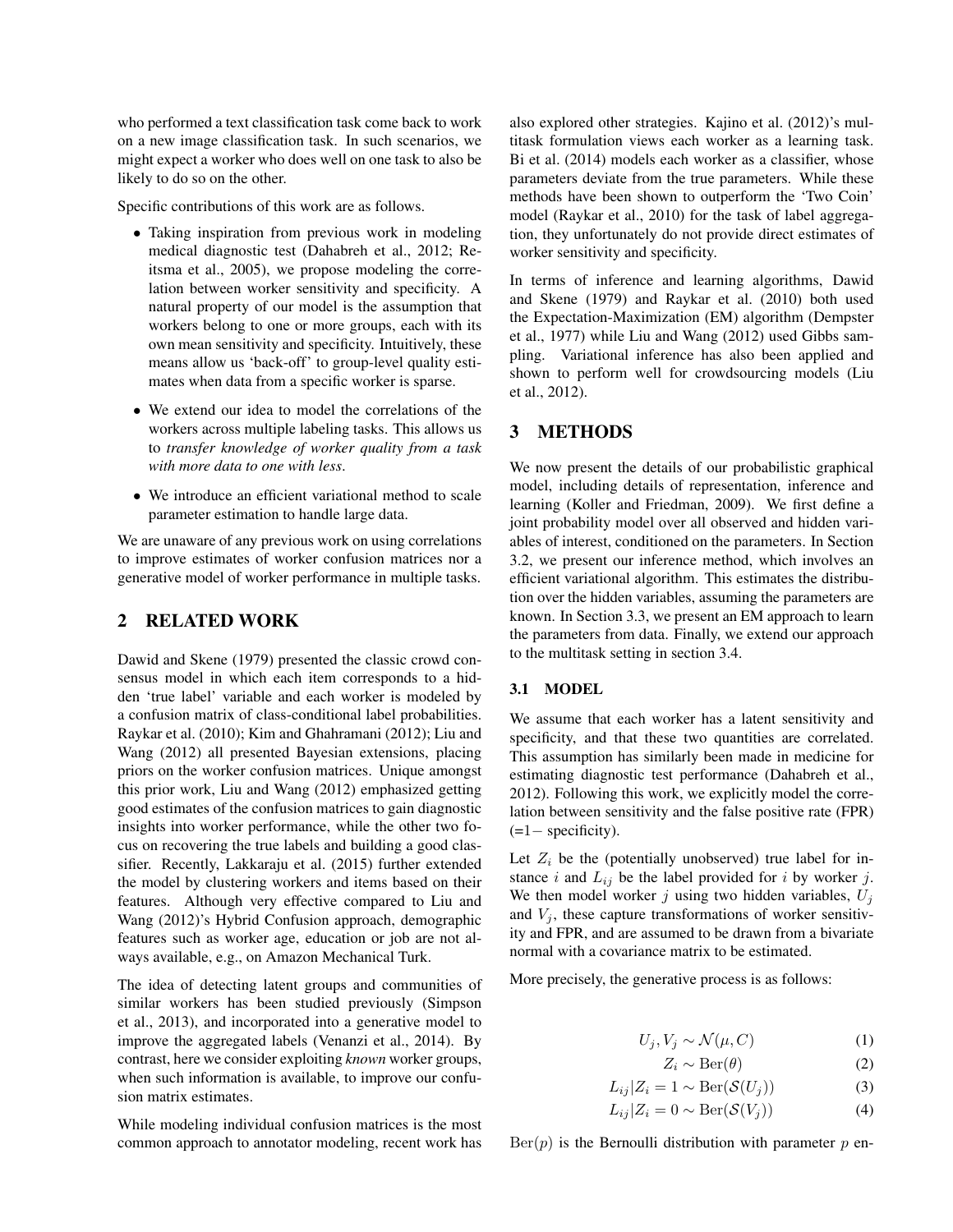who performed a text classification task come back to work on a new image classification task. In such scenarios, we might expect a worker who does well on one task to also be likely to do so on the other.

Specific contributions of this work are as follows.

- Taking inspiration from previous work in modeling medical diagnostic test (Dahabreh et al., 2012; Reitsma et al., 2005), we propose modeling the correlation between worker sensitivity and specificity. A natural property of our model is the assumption that workers belong to one or more groups, each with its own mean sensitivity and specificity. Intuitively, these means allow us 'back-off' to group-level quality estimates when data from a specific worker is sparse.
- We extend our idea to model the correlations of the workers across multiple labeling tasks. This allows us to *transfer knowledge of worker quality from a task with more data to one with less*.
- We introduce an efficient variational method to scale parameter estimation to handle large data.

We are unaware of any previous work on using correlations to improve estimates of worker confusion matrices nor a generative model of worker performance in multiple tasks.

## 2 RELATED WORK

Dawid and Skene (1979) presented the classic crowd consensus model in which each item corresponds to a hidden 'true label' variable and each worker is modeled by a confusion matrix of class-conditional label probabilities. Raykar et al. (2010); Kim and Ghahramani (2012); Liu and Wang (2012) all presented Bayesian extensions, placing priors on the worker confusion matrices. Unique amongst this prior work, Liu and Wang (2012) emphasized getting good estimates of the confusion matrices to gain diagnostic insights into worker performance, while the other two focus on recovering the true labels and building a good classifier. Recently, Lakkaraju et al. (2015) further extended the model by clustering workers and items based on their features. Although very effective compared to Liu and Wang (2012)'s Hybrid Confusion approach, demographic features such as worker age, education or job are not always available, e.g., on Amazon Mechanical Turk.

The idea of detecting latent groups and communities of similar workers has been studied previously (Simpson et al., 2013), and incorporated into a generative model to improve the aggregated labels (Venanzi et al., 2014). By contrast, here we consider exploiting *known* worker groups, when such information is available, to improve our confusion matrix estimates.

While modeling individual confusion matrices is the most common approach to annotator modeling, recent work has also explored other strategies. Kajino et al. (2012)'s multitask formulation views each worker as a learning task. Bi et al. (2014) models each worker as a classifier, whose parameters deviate from the true parameters. While these methods have been shown to outperform the 'Two Coin' model (Raykar et al., 2010) for the task of label aggregation, they unfortunately do not provide direct estimates of worker sensitivity and specificity.

In terms of inference and learning algorithms, Dawid and Skene (1979) and Raykar et al. (2010) both used the Expectation-Maximization (EM) algorithm (Dempster et al., 1977) while Liu and Wang (2012) used Gibbs sampling. Variational inference has also been applied and shown to perform well for crowdsourcing models (Liu et al., 2012).

## 3 METHODS

We now present the details of our probabilistic graphical model, including details of representation, inference and learning (Koller and Friedman, 2009). We first define a joint probability model over all observed and hidden variables of interest, conditioned on the parameters. In Section 3.2, we present our inference method, which involves an efficient variational algorithm. This estimates the distribution over the hidden variables, assuming the parameters are known. In Section 3.3, we present an EM approach to learn the parameters from data. Finally, we extend our approach to the multitask setting in section 3.4.

### 3.1 MODEL

We assume that each worker has a latent sensitivity and specificity, and that these two quantities are correlated. This assumption has similarly been made in medicine for estimating diagnostic test performance (Dahabreh et al., 2012). Following this work, we explicitly model the correlation between sensitivity and the false positive rate (FPR) (=1− specificity).

Let $Z_i$ be the (potentially unobserved) true label for instance $i$ and $L_{ij}$ be the label provided for $i$ by worker $j$. We then model worker $j$ using two hidden variables, $U_j$ and $V_j$, these capture transformations of worker sensitivity and FPR, and are assumed to be drawn from a bivariate normal with a covariance matrix to be estimated.

More precisely, the generative process is as follows:

$$U_j, V_j \sim \mathcal{N}(\mu, C) \tag{1}$$

$$Z_i \sim \mathrm{Ber}(\theta) \tag{2}$$

$$L_{ij} | Z_i = 1 \sim \mathrm{Ber}(\mathcal{S}(U_j)) \tag{3}$$

$$L_{ij} | Z_i = 0 \sim \mathrm{Ber}(\mathcal{S}(V_j)) \tag{4}$$

$\mathrm{Ber}(p)$ is the Bernoulli distribution with parameter $p$ en-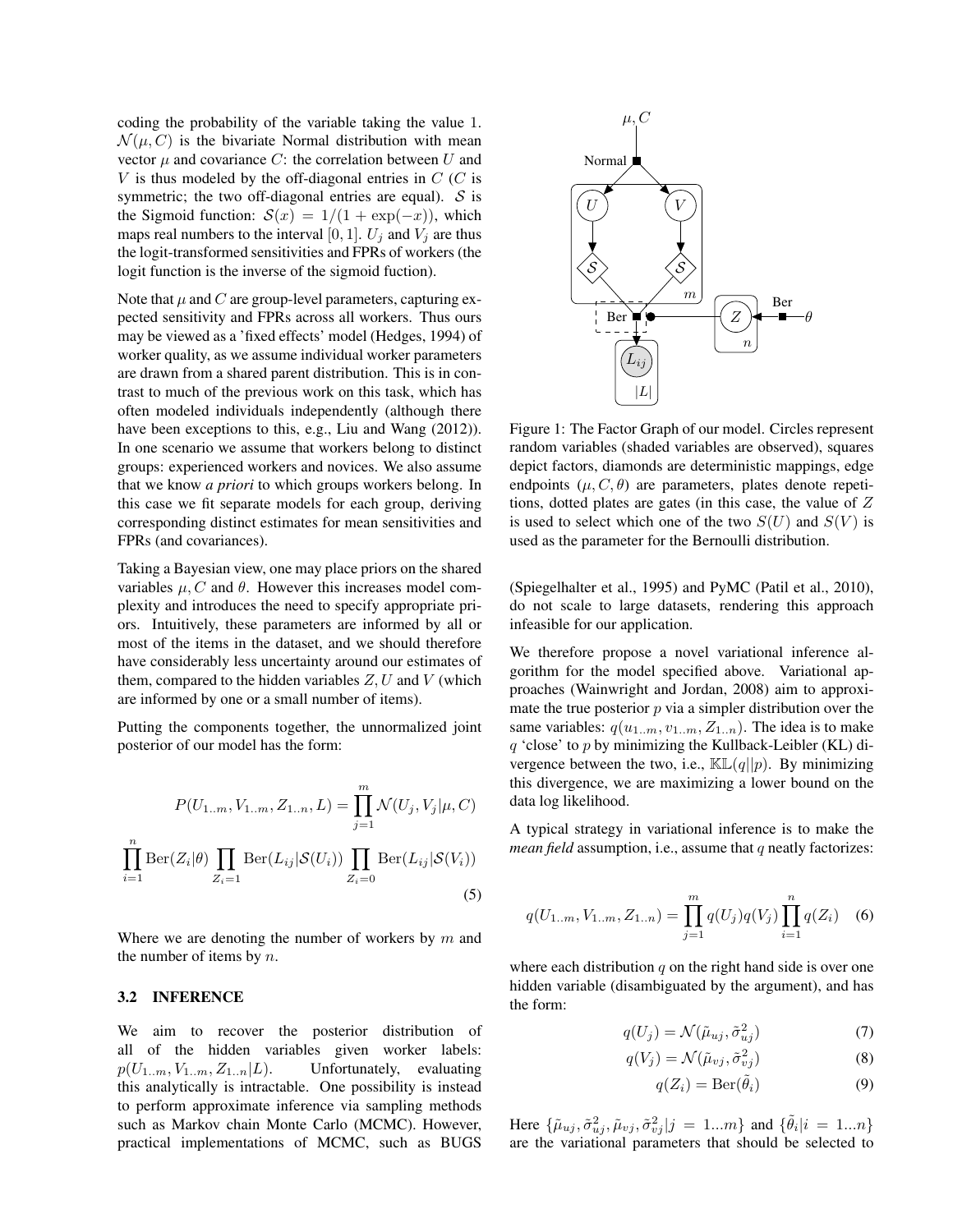coding the probability of the variable taking the value 1. $\mathcal{N}(\mu, C)$ is the bivariate Normal distribution with mean vector $\mu$ and covariance $C$: the correlation between $U$ and $V$ is thus modeled by the off-diagonal entries in $C$ ($C$ is symmetric; the two off-diagonal entries are equal). $\mathcal{S}$ is the Sigmoid function: $\mathcal{S}(x) = 1/(1 + \exp(-x))$, which maps real numbers to the interval $[0, 1]$. $U_j$ and $V_j$ are thus the logit-transformed sensitivities and FPRs of workers (the logit function is the inverse of the sigmoid fuction).

Note that $\mu$ and $C$ are group-level parameters, capturing expected sensitivity and FPRs across all workers. Thus ours may be viewed as a 'fixed effects' model (Hedges, 1994) of worker quality, as we assume individual worker parameters are drawn from a shared parent distribution. This is in contrast to much of the previous work on this task, which has often modeled individuals independently (although there have been exceptions to this, e.g., Liu and Wang (2012)). In one scenario we assume that workers belong to distinct groups: experienced workers and novices. We also assume that we know *a priori* to which groups workers belong. In this case we fit separate models for each group, deriving corresponding distinct estimates for mean sensitivities and FPRs (and covariances).

Taking a Bayesian view, one may place priors on the shared variables $\mu, C$ and $\theta$. However this increases model complexity and introduces the need to specify appropriate priors. Intuitively, these parameters are informed by all or most of the items in the dataset, and we should therefore have considerably less uncertainty around our estimates of them, compared to the hidden variables $Z, U$ and $V$ (which are informed by one or a small number of items).

Putting the components together, the unnormalized joint posterior of our model has the form:

$$P(U_{1..m}, V_{1..m}, Z_{1..n}, L) = \prod_{j=1}^{m} \mathcal{N}(U_j, V_j | \mu, C)$$

$$\prod_{i=1}^{n} \text{Ber}(Z_i|\theta) \prod_{Z_i=1} \text{Ber}(L_{ij}|\mathcal{S}(U_i)) \prod_{Z_i=0} \text{Ber}(L_{ij}|\mathcal{S}(V_i)) \tag{5}$$

Where we are denoting the number of workers by $m$ and the number of items by $n$.

### 3.2 INFERENCE

We aim to recover the posterior distribution of all of the hidden variables given worker labels: $p(U_{1..m}, V_{1..m}, Z_{1..n}|L)$. Unfortunately, evaluating this analytically is intractable. One possibility is instead to perform approximate inference via sampling methods such as Markov chain Monte Carlo (MCMC). However, practical implementations of MCMC, such as BUGS (Spiegelhalter et al., 1995) and PyMC (Patil et al., 2010), do not scale to large datasets, rendering this approach infeasible for our application.

Figure 1: The Factor Graph of our model. Circles represent random variables (shaded variables are observed), squares depict factors, diamonds are deterministic mappings, edge endpoints ($\mu, C, \theta$) are parameters, plates denote repetitions, dotted plates are gates (in this case, the value of $Z$ is used to select which one of the two $S(U)$ and $S(V)$ is used as the parameter for the Bernoulli distribution.

We therefore propose a novel variational inference algorithm for the model specified above. Variational approaches (Wainwright and Jordan, 2008) aim to approximate the true posterior $p$ via a simpler distribution over the same variables: $q(u_{1..m}, v_{1..m}, Z_{1..n})$. The idea is to make $q$ 'close' to $p$ by minimizing the Kullback-Leibler (KL) divergence between the two, i.e., $\mathbb{KL}(q||p)$. By minimizing this divergence, we are maximizing a lower bound on the data log likelihood.

A typical strategy in variational inference is to make the *mean field* assumption, i.e., assume that $q$ neatly factorizes:

$$q(U_{1..m}, V_{1..m}, Z_{1..n}) = \prod_{j=1}^{m} q(U_j)q(V_j) \prod_{i=1}^{n} q(Z_i) \tag{6}$$

where each distribution $q$ on the right hand side is over one hidden variable (disambiguated by the argument), and has the form:

$$q(U_j) = \mathcal{N}(\tilde{\mu}_{uj}, \tilde{\sigma}^2_{uj}) \tag{7}$$

$$q(V_j) = \mathcal{N}(\tilde{\mu}_{vj}, \tilde{\sigma}^2_{vj}) \tag{8}$$

$$q(Z_i) = \text{Ber}(\tilde{\theta}_i) \tag{9}$$

Here $\{\tilde{\mu}_{uj}, \tilde{\sigma}^2_{uj}, \tilde{\mu}_{vj}, \tilde{\sigma}^2_{vj} | j = 1...m\}$ and $\{\tilde{\theta}_i | i = 1...n\}$ are the variational parameters that should be selected to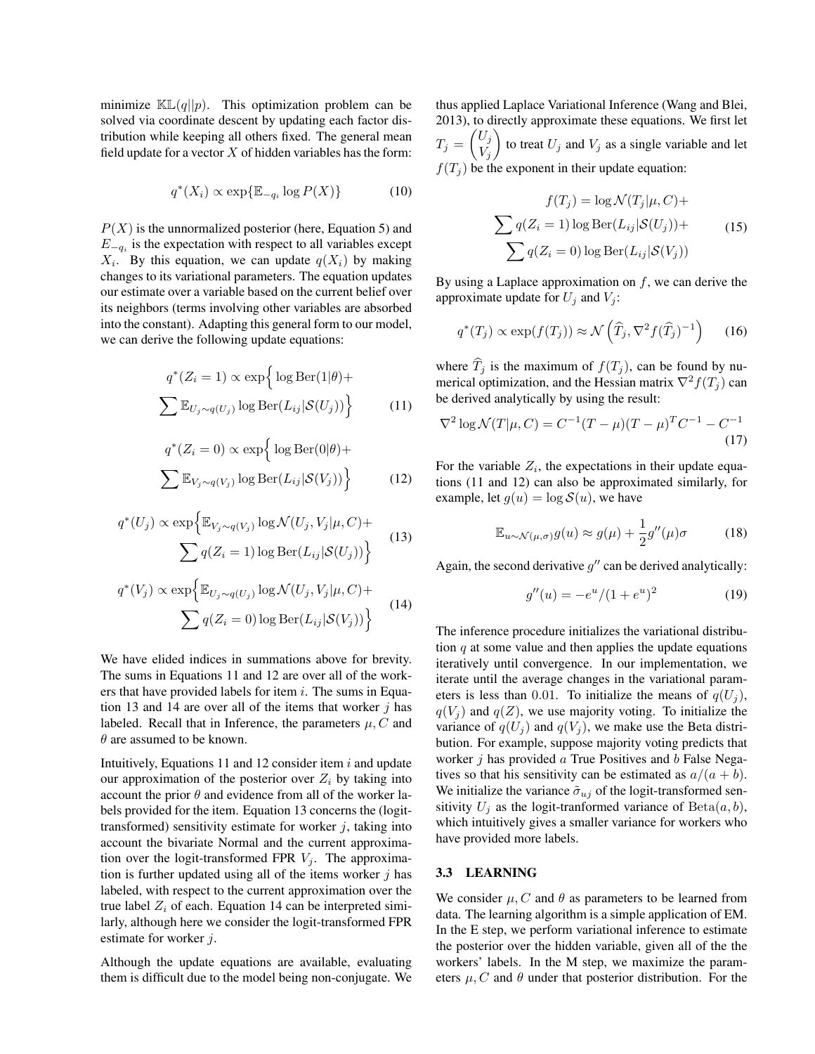minimize $\mathbb{KL}(q||p)$. This optimization problem can be solved via coordinate descent by updating each factor distribution while keeping all others fixed. The general mean field update for a vector $X$ of hidden variables has the form:

$$q^*(X_i) \propto \exp\{\mathbb{E}_{-q_i} \log P(X)\} \tag{10}$$

$P(X)$ is the unnormalized posterior (here, Equation 5) and $E_{-q_i}$ is the expectation with respect to all variables except $X_i$. By this equation, we can update $q(X_i)$ by making changes to its variational parameters. The equation updates our estimate over a variable based on the current belief over its neighbors (terms involving other variables are absorbed into the constant). Adapting this general form to our model, we can derive the following update equations:

$$q^*(Z_i = 1) \propto \exp\Big\{ \log \text{Ber}(1|\theta) + \sum \mathbb{E}_{U_j \sim q(U_j)} \log \text{Ber}(L_{ij}|\mathcal{S}(U_j)) \Big\} \tag{11}$$

$$q^*(Z_i = 0) \propto \exp\Big\{ \log \text{Ber}(0|\theta) + \sum \mathbb{E}_{V_j \sim q(V_j)} \log \text{Ber}(L_{ij}|\mathcal{S}(V_j)) \Big\} \tag{12}$$

$$q^*(U_j) \propto \exp\Big\{ \mathbb{E}_{V_j \sim q(V_j)} \log \mathcal{N}(U_j, V_j|\mu, C) + \sum q(Z_i = 1) \log \text{Ber}(L_{ij}|\mathcal{S}(U_j)) \Big\} \tag{13}$$

$$q^*(V_j) \propto \exp\Big\{ \mathbb{E}_{U_j \sim q(U_j)} \log \mathcal{N}(U_j, V_j|\mu, C) + \sum q(Z_i = 0) \log \text{Ber}(L_{ij}|\mathcal{S}(V_j)) \Big\} \tag{14}$$

We have elided indices in summations above for brevity. The sums in Equations 11 and 12 are over all of the workers that have provided labels for item $i$. The sums in Equation 13 and 14 are over all of the items that worker $j$ has labeled. Recall that in Inference, the parameters $\mu, C$ and $\theta$ are assumed to be known.

Intuitively, Equations 11 and 12 consider item $i$ and update our approximation of the posterior over $Z_i$ by taking into account the prior $\theta$ and evidence from all of the worker labels provided for the item. Equation 13 concerns the (logit-transformed) sensitivity estimate for worker $j$, taking into account the bivariate Normal and the current approximation over the logit-transformed FPR $V_j$. The approximation is further updated using all of the items worker $j$ has labeled, with respect to the current approximation over the true label $Z_i$ of each. Equation 14 can be interpreted similarly, although here we consider the logit-transformed FPR estimate for worker $j$.

Although the update equations are available, evaluating them is difficult due to the model being non-conjugate. We thus applied Laplace Variational Inference (Wang and Blei, 2013), to directly approximate these equations. We first let $T_j = \begin{pmatrix} U_j \\ V_j \end{pmatrix}$ to treat $U_j$ and $V_j$ as a single variable and let $f(T_j)$ be the exponent in their update equation:

$$f(T_j) = \log \mathcal{N}(T_j|\mu, C) + \sum q(Z_i = 1) \log \text{Ber}(L_{ij}|\mathcal{S}(U_j)) + \sum q(Z_i = 0) \log \text{Ber}(L_{ij}|\mathcal{S}(V_j)) \tag{15}$$

By using a Laplace approximation on $f$, we can derive the approximate update for $U_j$ and $V_j$:

$$q^*(T_j) \propto \exp(f(T_j)) \approx \mathcal{N}\left(\widehat{T}_j, \nabla^2 f(\widehat{T}_j)^{-1}\right) \tag{16}$$

where $\widehat{T}_j$ is the maximum of $f(T_j)$, can be found by numerical optimization, and the Hessian matrix $\nabla^2 f(T_j)$ can be derived analytically by using the result:

$$\nabla^2 \log \mathcal{N}(T|\mu, C) = C^{-1}(T - \mu)(T - \mu)^T C^{-1} - C^{-1} \tag{17}$$

For the variable $Z_i$, the expectations in their update equations (11 and 12) can also be approximated similarly, for example, let $g(u) = \log \mathcal{S}(u)$, we have

$$\mathbb{E}_{u \sim \mathcal{N}(\mu, \sigma)} g(u) \approx g(\mu) + \frac{1}{2} g''(\mu)\sigma \tag{18}$$

Again, the second derivative $g''$ can be derived analytically:

$$g''(u) = -e^u/(1 + e^u)^2 \tag{19}$$

The inference procedure initializes the variational distribution $q$ at some value and then applies the update equations iteratively until convergence. In our implementation, we iterate until the average changes in the variational parameters is less than 0.01. To initialize the means of $q(U_j)$, $q(V_j)$ and $q(Z)$, we use majority voting. To initialize the variance of $q(U_j)$ and $q(V_j)$, we make use the Beta distribution. For example, suppose majority voting predicts that worker $j$ has provided $a$ True Positives and $b$ False Negatives so that his sensitivity can be estimated as $a/(a + b)$. We initialize the variance $\tilde{\sigma}_{uj}$ of the logit-transformed sensitivity $U_j$ as the logit-tranformed variance of $\text{Beta}(a, b)$, which intuitively gives a smaller variance for workers who have provided more labels.

### 3.3 LEARNING

We consider $\mu, C$ and $\theta$ as parameters to be learned from data. The learning algorithm is a simple application of EM. In the E step, we perform variational inference to estimate the posterior over the hidden variable, given all of the the workers' labels. In the M step, we maximize the parameters $\mu, C$ and $\theta$ under that posterior distribution. For the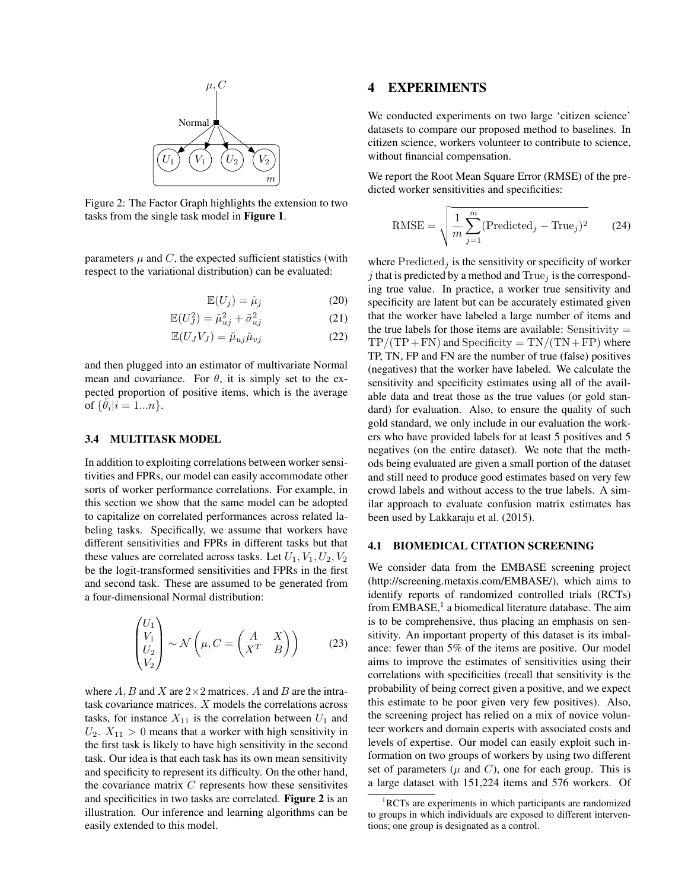Figure 2: The Factor Graph highlights the extension to two tasks from the single task model in **Figure 1**.

parameters $\mu$ and $C$, the expected sufficient statistics (with respect to the variational distribution) can be evaluated:

$$\mathbb{E}(U_j) = \tilde{\mu}_j \tag{20}$$

$$\mathbb{E}(U_J^2) = \tilde{\mu}_{uj}^2 + \tilde{\sigma}_{uj}^2 \tag{21}$$

$$\mathbb{E}(U_J V_J) = \tilde{\mu}_{uj}\tilde{\mu}_{vj} \tag{22}$$

and then plugged into an estimator of multivariate Normal mean and covariance. For $\theta$, it is simply set to the expected proportion of positive items, which is the average of $\{\tilde{\theta}_i | i = 1...n\}$.

### 3.4 MULTITASK MODEL

In addition to exploiting correlations between worker sensitivities and FPRs, our model can easily accommodate other sorts of worker performance correlations. For example, in this section we show that the same model can be adopted to capitalize on correlated performances across related labeling tasks. Specifically, we assume that workers have different sensitivities and FPRs in different tasks but that these values are correlated across tasks. Let $U_1, V_1, U_2, V_2$ be the logit-transformed sensitivities and FPRs in the first and second task. These are assumed to be generated from a four-dimensional Normal distribution:

$$\begin{pmatrix} U_1 \\ V_1 \\ U_2 \\ V_2 \end{pmatrix} \sim \mathcal{N}\left(\mu, C = \begin{pmatrix} A & X \\ X^T & B \end{pmatrix}\right) \tag{23}$$

where $A, B$ and $X$ are $2\times2$ matrices. $A$ and $B$ are the intra-task covariance matrices. $X$ models the correlations across tasks, for instance $X_{11}$ is the correlation between $U_1$ and $U_2$. $X_{11} > 0$ means that a worker with high sensitivity in the first task is likely to have high sensitivity in the second task. Our idea is that each task has its own mean sensitivity and specificity to represent its difficulty. On the other hand, the covariance matrix $C$ represents how these sensitivites and specificities in two tasks are correlated. **Figure 2** is an illustration. Our inference and learning algorithms can be easily extended to this model.

## 4 EXPERIMENTS

We conducted experiments on two large 'citizen science' datasets to compare our proposed method to baselines. In citizen science, workers volunteer to contribute to science, without financial compensation.

We report the Root Mean Square Error (RMSE) of the predicted worker sensitivities and specificities:

$$\text{RMSE} = \sqrt{\frac{1}{m}\sum_{j=1}^{m}(\text{Predicted}_j - \text{True}_j)^2} \tag{24}$$

where $\text{Predicted}_j$ is the sensitivity or specificity of worker $j$ that is predicted by a method and $\text{True}_j$ is the corresponding true value. In practice, a worker true sensitivity and specificity are latent but can be accurately estimated given that the worker have labeled a large number of items and the true labels for those items are available: $\text{Sensitivity} = \text{TP}/(\text{TP}+\text{FN})$ and $\text{Specificity} = \text{TN}/(\text{TN}+\text{FP})$ where TP, TN, FP and FN are the number of true (false) positives (negatives) that the worker have labeled. We calculate the sensitivity and specificity estimates using all of the available data and treat those as the true values (or gold standard) for evaluation. Also, to ensure the quality of such gold standard, we only include in our evaluation the workers who have provided labels for at least 5 positives and 5 negatives (on the entire dataset). We note that the methods being evaluated are given a small portion of the dataset and still need to produce good estimates based on very few crowd labels and without access to the true labels. A similar approach to evaluate confusion matrix estimates has been used by Lakkaraju et al. (2015).

### 4.1 BIOMEDICAL CITATION SCREENING

We consider data from the EMBASE screening project (http://screening.metaxis.com/EMBASE/), which aims to identify reports of randomized controlled trials (RCTs) from EMBASE,[1] a biomedical literature database. The aim is to be comprehensive, thus placing an emphasis on sensitivity. An important property of this dataset is its imbalance: fewer than 5% of the items are positive. Our model aims to improve the estimates of sensitivities using their correlations with specificities (recall that sensitivity is the probability of being correct given a positive, and we expect this estimate to be poor given very few positives). Also, the screening project has relied on a mix of novice volunteer workers and domain experts with associated costs and levels of expertise. Our model can easily exploit such information on two groups of workers by using two different set of parameters ($\mu$ and $C$), one for each group. This is a large dataset with 151,224 items and 576 workers. Of

[1]RCTs are experiments in which participants are randomized to groups in which individuals are exposed to different interventions; one group is designated as a control.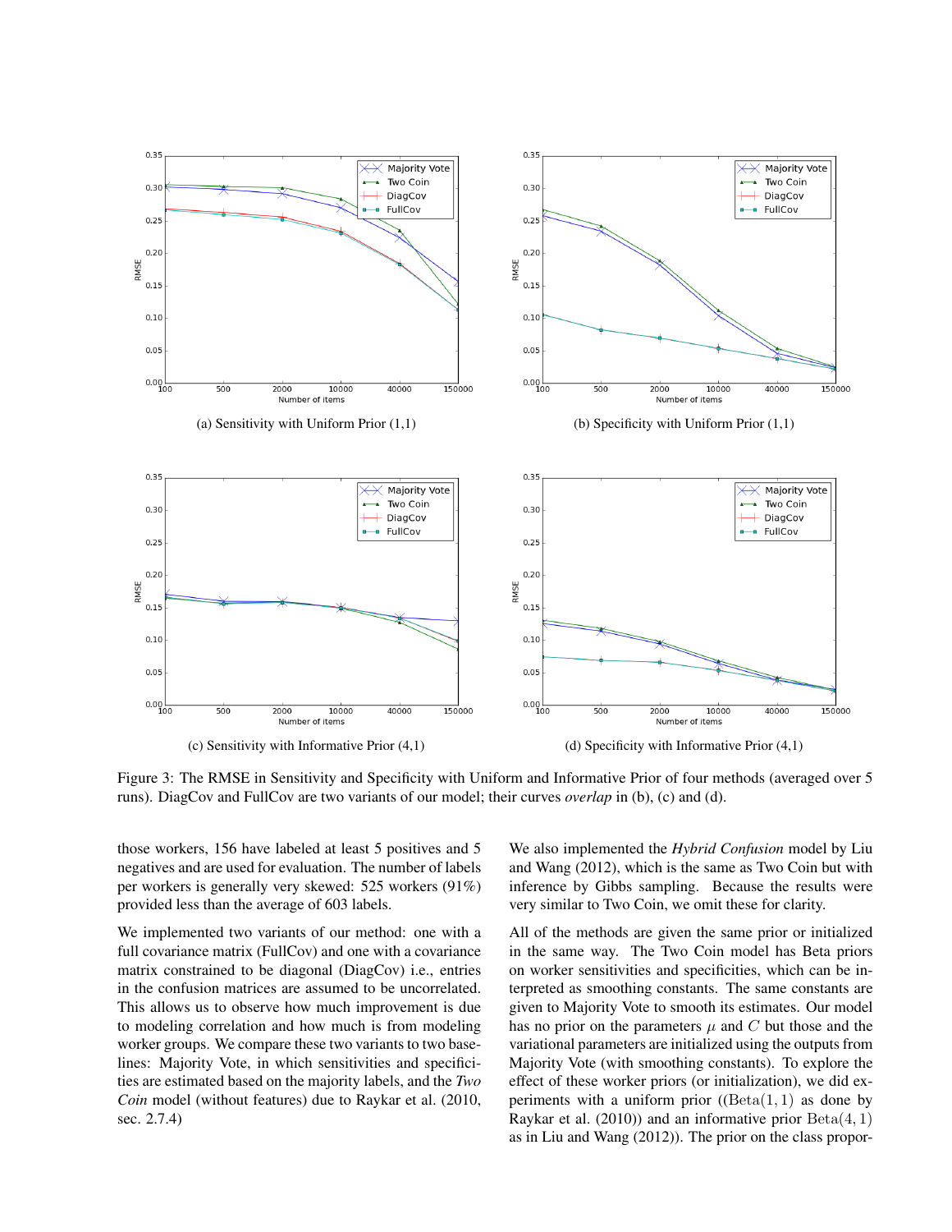(a) Sensitivity with Uniform Prior (1,1)

(b) Specificity with Uniform Prior (1,1)

(c) Sensitivity with Informative Prior (4,1)

(d) Specificity with Informative Prior (4,1)

Figure 3: The RMSE in Sensitivity and Specificity with Uniform and Informative Prior of four methods (averaged over 5 runs). DiagCov and FullCov are two variants of our model; their curves *overlap* in (b), (c) and (d).

those workers, 156 have labeled at least 5 positives and 5 negatives and are used for evaluation. The number of labels per workers is generally very skewed: 525 workers (91%) provided less than the average of 603 labels.

We implemented two variants of our method: one with a full covariance matrix (FullCov) and one with a covariance matrix constrained to be diagonal (DiagCov) i.e., entries in the confusion matrices are assumed to be uncorrelated. This allows us to observe how much improvement is due to modeling correlation and how much is from modeling worker groups. We compare these two variants to two baselines: Majority Vote, in which sensitivities and specificities are estimated based on the majority labels, and the *Two Coin* model (without features) due to Raykar et al. (2010, sec. 2.7.4)

We also implemented the *Hybrid Confusion* model by Liu and Wang (2012), which is the same as Two Coin but with inference by Gibbs sampling. Because the results were very similar to Two Coin, we omit these for clarity.

All of the methods are given the same prior or initialized in the same way. The Two Coin model has Beta priors on worker sensitivities and specificities, which can be interpreted as smoothing constants. The same constants are given to Majority Vote to smooth its estimates. Our model has no prior on the parameters $\mu$ and $C$ but those and the variational parameters are initialized using the outputs from Majority Vote (with smoothing constants). To explore the effect of these worker priors (or initialization), we did experiments with a uniform prior (($\mathrm{Beta}(1, 1)$ as done by Raykar et al. (2010)) and an informative prior $\mathrm{Beta}(4, 1)$ as in Liu and Wang (2012)). The prior on the class propor-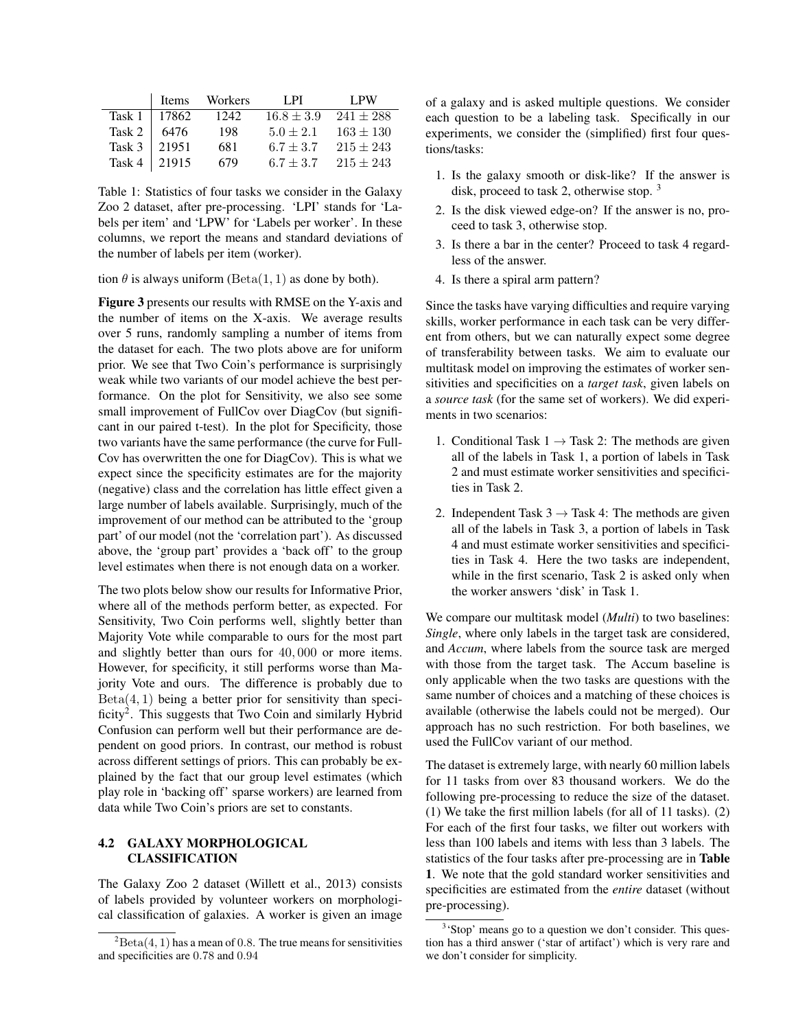| | Items | Workers | LPI | LPW |
|---|---|---|---|---|
| Task 1 | 17862 | 1242 | $16.8 \pm 3.9$ | $241 \pm 288$ |
| Task 2 | 6476 | 198 | $5.0 \pm 2.1$ | $163 \pm 130$ |
| Task 3 | 21951 | 681 | $6.7 \pm 3.7$ | $215 \pm 243$ |
| Task 4 | 21915 | 679 | $6.7 \pm 3.7$ | $215 \pm 243$ |

Table 1: Statistics of four tasks we consider in the Galaxy Zoo 2 dataset, after pre-processing. 'LPI' stands for 'Labels per item' and 'LPW' for 'Labels per worker'. In these columns, we report the means and standard deviations of the number of labels per item (worker).

tion $\theta$ is always uniform ($\mathrm{Beta}(1, 1)$ as done by both).

**Figure 3** presents our results with RMSE on the Y-axis and the number of items on the X-axis. We average results over 5 runs, randomly sampling a number of items from the dataset for each. The two plots above are for uniform prior. We see that Two Coin's performance is surprisingly weak while two variants of our model achieve the best performance. On the plot for Sensitivity, we also see some small improvement of FullCov over DiagCov (but significant in our paired t-test). In the plot for Specificity, those two variants have the same performance (the curve for FullCov has overwritten the one for DiagCov). This is what we expect since the specificity estimates are for the majority (negative) class and the correlation has little effect given a large number of labels available. Surprisingly, much of the improvement of our method can be attributed to the 'group part' of our model (not the 'correlation part'). As discussed above, the 'group part' provides a 'back off' to the group level estimates when there is not enough data on a worker.

The two plots below show our results for Informative Prior, where all of the methods perform better, as expected. For Sensitivity, Two Coin performs well, slightly better than Majority Vote while comparable to ours for the most part and slightly better than ours for $40,000$ or more items. However, for specificity, it still performs worse than Majority Vote and ours. The difference is probably due to $\mathrm{Beta}(4, 1)$ being a better prior for sensitivity than specificity[2]. This suggests that Two Coin and similarly Hybrid Confusion can perform well but their performance are dependent on good priors. In contrast, our method is robust across different settings of priors. This can probably be explained by the fact that our group level estimates (which play role in 'backing off' sparse workers) are learned from data while Two Coin's priors are set to constants.

### 4.2 GALAXY MORPHOLOGICAL CLASSIFICATION

The Galaxy Zoo 2 dataset (Willett et al., 2013) consists of labels provided by volunteer workers on morphological classification of galaxies. A worker is given an image of a galaxy and is asked multiple questions. We consider each question to be a labeling task. Specifically in our experiments, we consider the (simplified) first four questions/tasks:

1. Is the galaxy smooth or disk-like? If the answer is disk, proceed to task 2, otherwise stop. [3]
2. Is the disk viewed edge-on? If the answer is no, proceed to task 3, otherwise stop.
3. Is there a bar in the center? Proceed to task 4 regardless of the answer.
4. Is there a spiral arm pattern?

Since the tasks have varying difficulties and require varying skills, worker performance in each task can be very different from others, but we can naturally expect some degree of transferability between tasks. We aim to evaluate our multitask model on improving the estimates of worker sensitivities and specificities on a *target task*, given labels on a *source task* (for the same set of workers). We did experiments in two scenarios:

1. Conditional Task 1 $\rightarrow$ Task 2: The methods are given all of the labels in Task 1, a portion of labels in Task 2 and must estimate worker sensitivities and specificities in Task 2.
2. Independent Task 3 $\rightarrow$ Task 4: The methods are given all of the labels in Task 3, a portion of labels in Task 4 and must estimate worker sensitivities and specificities in Task 4. Here the two tasks are independent, while in the first scenario, Task 2 is asked only when the worker answers 'disk' in Task 1.

We compare our multitask model (*Multi*) to two baselines: *Single*, where only labels in the target task are considered, and *Accum*, where labels from the source task are merged with those from the target task. The Accum baseline is only applicable when the two tasks are questions with the same number of choices and a matching of these choices is available (otherwise the labels could not be merged). Our approach has no such restriction. For both baselines, we used the FullCov variant of our method.

The dataset is extremely large, with nearly 60 million labels for 11 tasks from over 83 thousand workers. We do the following pre-processing to reduce the size of the dataset. (1) We take the first million labels (for all of 11 tasks). (2) For each of the first four tasks, we filter out workers with less than 100 labels and items with less than 3 labels. The statistics of the four tasks after pre-processing are in **Table 1**. We note that the gold standard worker sensitivities and specificities are estimated from the *entire* dataset (without pre-processing).

[2] $\mathrm{Beta}(4, 1)$ has a mean of $0.8$. The true means for sensitivities and specificities are $0.78$ and $0.94$

[3] 'Stop' means go to a question we don't consider. This question has a third answer ('star of artifact') which is very rare and we don't consider for simplicity.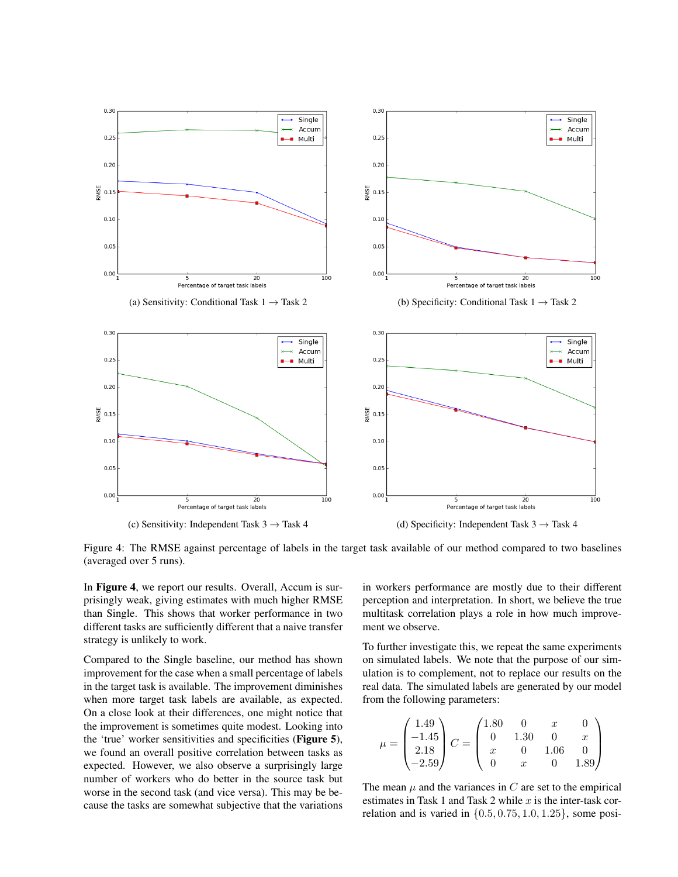(a) Sensitivity: Conditional Task 1 → Task 2

(b) Specificity: Conditional Task 1 → Task 2

(c) Sensitivity: Independent Task 3 → Task 4

(d) Specificity: Independent Task 3 → Task 4

Figure 4: The RMSE against percentage of labels in the target task available of our method compared to two baselines (averaged over 5 runs).

In **Figure 4**, we report our results. Overall, Accum is surprisingly weak, giving estimates with much higher RMSE than Single. This shows that worker performance in two different tasks are sufficiently different that a naive transfer strategy is unlikely to work.

Compared to the Single baseline, our method has shown improvement for the case when a small percentage of labels in the target task is available. The improvement diminishes when more target task labels are available, as expected. On a close look at their differences, one might notice that the improvement is sometimes quite modest. Looking into the 'true' worker sensitivities and specificities (**Figure 5**), we found an overall positive correlation between tasks as expected. However, we also observe a surprisingly large number of workers who do better in the source task but worse in the second task (and vice versa). This may be because the tasks are somewhat subjective that the variations in workers performance are mostly due to their different perception and interpretation. In short, we believe the true multitask correlation plays a role in how much improvement we observe.

To further investigate this, we repeat the same experiments on simulated labels. We note that the purpose of our simulation is to complement, not to replace our results on the real data. The simulated labels are generated by our model from the following parameters:

$$\mu = \begin{pmatrix} 1.49 \\ -1.45 \\ 2.18 \\ -2.59 \end{pmatrix} \quad C = \begin{pmatrix} 1.80 & 0 & x & 0 \\ 0 & 1.30 & 0 & x \\ x & 0 & 1.06 & 0 \\ 0 & x & 0 & 1.89 \end{pmatrix}$$

The mean $\mu$ and the variances in $C$ are set to the empirical estimates in Task 1 and Task 2 while $x$ is the inter-task correlation and is varied in $\{0.5, 0.75, 1.0, 1.25\}$, some posi-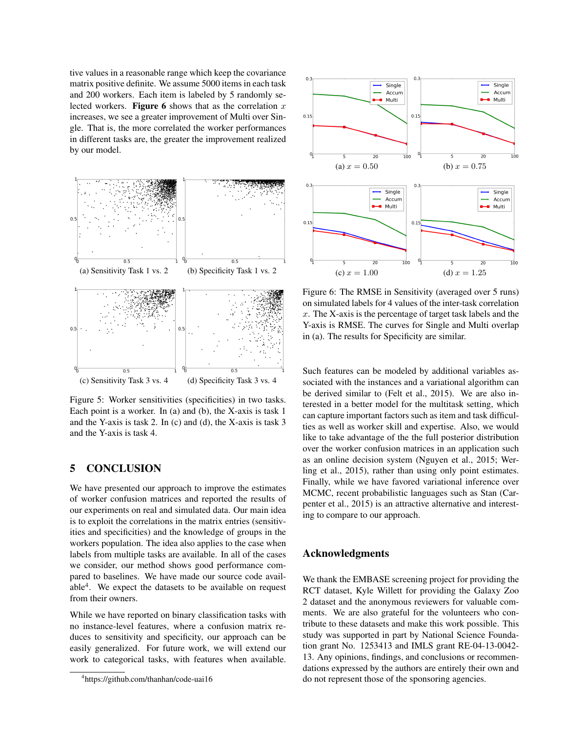tive values in a reasonable range which keep the covariance matrix positive definite. We assume 5000 items in each task and 200 workers. Each item is labeled by 5 randomly selected workers. **Figure 6** shows that as the correlation $x$ increases, we see a greater improvement of Multi over Single. That is, the more correlated the worker performances in different tasks are, the greater the improvement realized by our model.

(a) Sensitivity Task 1 vs. 2

(b) Specificity Task 1 vs. 2

(c) Sensitivity Task 3 vs. 4

(d) Specificity Task 3 vs. 4

Figure 5: Worker sensitivities (specificities) in two tasks. Each point is a worker. In (a) and (b), the X-axis is task 1 and the Y-axis is task 2. In (c) and (d), the X-axis is task 3 and the Y-axis is task 4.

(a) $x = 0.50$

(b) $x = 0.75$

(c) $x = 1.00$

(d) $x = 1.25$

Figure 6: The RMSE in Sensitivity (averaged over 5 runs) on simulated labels for 4 values of the inter-task correlation $x$. The X-axis is the percentage of target task labels and the Y-axis is RMSE. The curves for Single and Multi overlap in (a). The results for Specificity are similar.

## 5 CONCLUSION

We have presented our approach to improve the estimates of worker confusion matrices and reported the results of our experiments on real and simulated data. Our main idea is to exploit the correlations in the matrix entries (sensitivities and specificities) and the knowledge of groups in the workers population. The idea also applies to the case when labels from multiple tasks are available. In all of the cases we consider, our method shows good performance compared to baselines. We have made our source code available[4]. We expect the datasets to be available on request from their owners.

While we have reported on binary classification tasks with no instance-level features, where a confusion matrix reduces to sensitivity and specificity, our approach can be easily generalized. For future work, we will extend our work to categorical tasks, with features when available. Such features can be modeled by additional variables associated with the instances and a variational algorithm can be derived similar to (Felt et al., 2015). We are also interested in a better model for the multitask setting, which can capture important factors such as item and task difficulties as well as worker skill and expertise. Also, we would like to take advantage of the the full posterior distribution over the worker confusion matrices in an application such as an online decision system (Nguyen et al., 2015; Werling et al., 2015), rather than using only point estimates. Finally, while we have favored variational inference over MCMC, recent probabilistic languages such as Stan (Carpenter et al., 2015) is an attractive alternative and interesting to compare to our approach.

[4] https://github.com/thanhan/code-uai16

## Acknowledgments

We thank the EMBASE screening project for providing the RCT dataset, Kyle Willett for providing the Galaxy Zoo 2 dataset and the anonymous reviewers for valuable comments. We are also grateful for the volunteers who contribute to these datasets and make this work possible. This study was supported in part by National Science Foundation grant No. 1253413 and IMLS grant RE-04-13-0042-13. Any opinions, findings, and conclusions or recommendations expressed by the authors are entirely their own and do not represent those of the sponsoring agencies.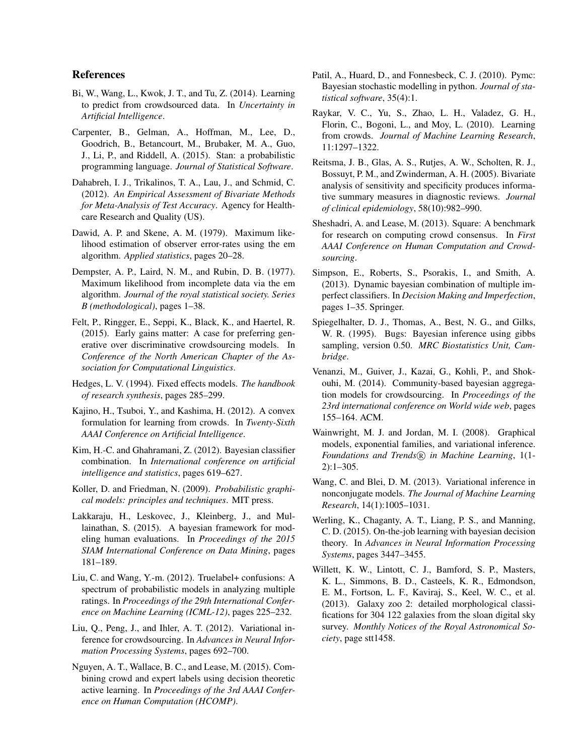## References

Bi, W., Wang, L., Kwok, J. T., and Tu, Z. (2014). Learning to predict from crowdsourced data. In *Uncertainty in Artificial Intelligence*.

Carpenter, B., Gelman, A., Hoffman, M., Lee, D., Goodrich, B., Betancourt, M., Brubaker, M. A., Guo, J., Li, P., and Riddell, A. (2015). Stan: a probabilistic programming language. *Journal of Statistical Software*.

Dahabreh, I. J., Trikalinos, T. A., Lau, J., and Schmid, C. (2012). *An Empirical Assessment of Bivariate Methods for Meta-Analysis of Test Accuracy*. Agency for Healthcare Research and Quality (US).

Dawid, A. P. and Skene, A. M. (1979). Maximum likelihood estimation of observer error-rates using the em algorithm. *Applied statistics*, pages 20–28.

Dempster, A. P., Laird, N. M., and Rubin, D. B. (1977). Maximum likelihood from incomplete data via the em algorithm. *Journal of the royal statistical society. Series B (methodological)*, pages 1–38.

Felt, P., Ringger, E., Seppi, K., Black, K., and Haertel, R. (2015). Early gains matter: A case for preferring generative over discriminative crowdsourcing models. In *Conference of the North American Chapter of the Association for Computational Linguistics*.

Hedges, L. V. (1994). Fixed effects models. *The handbook of research synthesis*, pages 285–299.

Kajino, H., Tsuboi, Y., and Kashima, H. (2012). A convex formulation for learning from crowds. In *Twenty-Sixth AAAI Conference on Artificial Intelligence*.

Kim, H.-C. and Ghahramani, Z. (2012). Bayesian classifier combination. In *International conference on artificial intelligence and statistics*, pages 619–627.

Koller, D. and Friedman, N. (2009). *Probabilistic graphical models: principles and techniques*. MIT press.

Lakkaraju, H., Leskovec, J., Kleinberg, J., and Mullainathan, S. (2015). A bayesian framework for modeling human evaluations. In *Proceedings of the 2015 SIAM International Conference on Data Mining*, pages 181–189.

Liu, C. and Wang, Y.-m. (2012). Truelabel+ confusions: A spectrum of probabilistic models in analyzing multiple ratings. In *Proceedings of the 29th International Conference on Machine Learning (ICML-12)*, pages 225–232.

Liu, Q., Peng, J., and Ihler, A. T. (2012). Variational inference for crowdsourcing. In *Advances in Neural Information Processing Systems*, pages 692–700.

Nguyen, A. T., Wallace, B. C., and Lease, M. (2015). Combining crowd and expert labels using decision theoretic active learning. In *Proceedings of the 3rd AAAI Conference on Human Computation (HCOMP)*.

Patil, A., Huard, D., and Fonnesbeck, C. J. (2010). Pymc: Bayesian stochastic modelling in python. *Journal of statistical software*, 35(4):1.

Raykar, V. C., Yu, S., Zhao, L. H., Valadez, G. H., Florin, C., Bogoni, L., and Moy, L. (2010). Learning from crowds. *Journal of Machine Learning Research*, 11:1297–1322.

Reitsma, J. B., Glas, A. S., Rutjes, A. W., Scholten, R. J., Bossuyt, P. M., and Zwinderman, A. H. (2005). Bivariate analysis of sensitivity and specificity produces informative summary measures in diagnostic reviews. *Journal of clinical epidemiology*, 58(10):982–990.

Sheshadri, A. and Lease, M. (2013). Square: A benchmark for research on computing crowd consensus. In *First AAAI Conference on Human Computation and Crowdsourcing*.

Simpson, E., Roberts, S., Psorakis, I., and Smith, A. (2013). Dynamic bayesian combination of multiple imperfect classifiers. In *Decision Making and Imperfection*, pages 1–35. Springer.

Spiegelhalter, D. J., Thomas, A., Best, N. G., and Gilks, W. R. (1995). Bugs: Bayesian inference using gibbs sampling, version 0.50. *MRC Biostatistics Unit, Cambridge*.

Venanzi, M., Guiver, J., Kazai, G., Kohli, P., and Shokouhi, M. (2014). Community-based bayesian aggregation models for crowdsourcing. In *Proceedings of the 23rd international conference on World wide web*, pages 155–164. ACM.

Wainwright, M. J. and Jordan, M. I. (2008). Graphical models, exponential families, and variational inference. *Foundations and Trends® in Machine Learning*, 1(1-2):1–305.

Wang, C. and Blei, D. M. (2013). Variational inference in nonconjugate models. *The Journal of Machine Learning Research*, 14(1):1005–1031.

Werling, K., Chaganty, A. T., Liang, P. S., and Manning, C. D. (2015). On-the-job learning with bayesian decision theory. In *Advances in Neural Information Processing Systems*, pages 3447–3455.

Willett, K. W., Lintott, C. J., Bamford, S. P., Masters, K. L., Simmons, B. D., Casteels, K. R., Edmondson, E. M., Fortson, L. F., Kaviraj, S., Keel, W. C., et al. (2013). Galaxy zoo 2: detailed morphological classifications for 304 122 galaxies from the sloan digital sky survey. *Monthly Notices of the Royal Astronomical Society*, page stt1458.